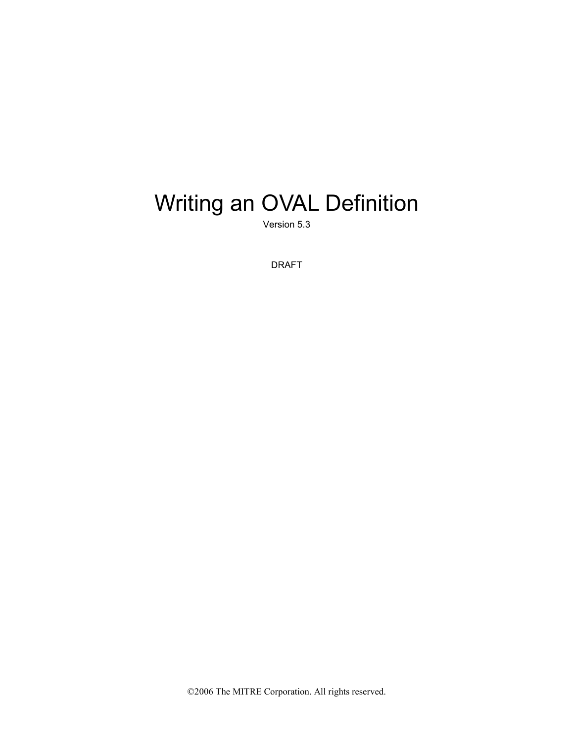# Writing an OVAL Definition

Version 5.3

DRAFT

©2006 The MITRE Corporation. All rights reserved.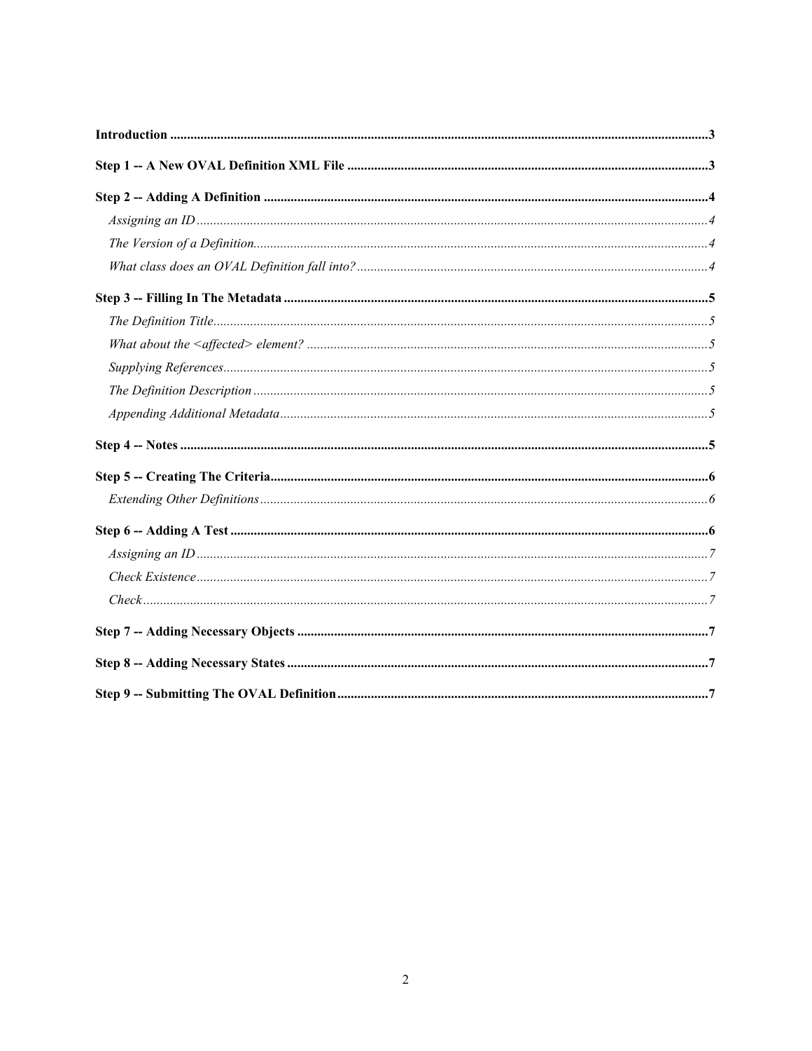**Introduction** ............................................................................................................................................... **3**

**Step 1 -- A New OVAL Definition XML File** ........................................................................................... **3**

**Step 2 -- Adding A Definition** .................................................................................................................... **4**

*Assigning an ID* ........................................................................................................................................ *4*

*The Version of a Definition* ...................................................................................................................... *4*

*What class does an OVAL Definition fall into?* ......................................................................................... *4*

**Step 3 -- Filling In The Metadata** .............................................................................................................. **5**

*The Definition Title* .................................................................................................................................. *5*

*What about the <affected> element?* ....................................................................................................... *5*

*Supplying References* ............................................................................................................................... *5*

*The Definition Description* ....................................................................................................................... *5*

*Appending Additional Metadata* ............................................................................................................... *5*

**Step 4 -- Notes** ........................................................................................................................................... **5**

**Step 5 -- Creating The Criteria** .................................................................................................................. **6**

*Extending Other Definitions* ..................................................................................................................... *6*

**Step 6 -- Adding A Test** ............................................................................................................................. **6**

*Assigning an ID* ........................................................................................................................................ *7*

*Check Existence* ........................................................................................................................................ *7*

*Check* ....................................................................................................................................................... *7*

**Step 7 -- Adding Necessary Objects** .......................................................................................................... **7**

**Step 8 -- Adding Necessary States** ............................................................................................................ **7**

**Step 9 -- Submitting The OVAL Definition** ............................................................................................... **7**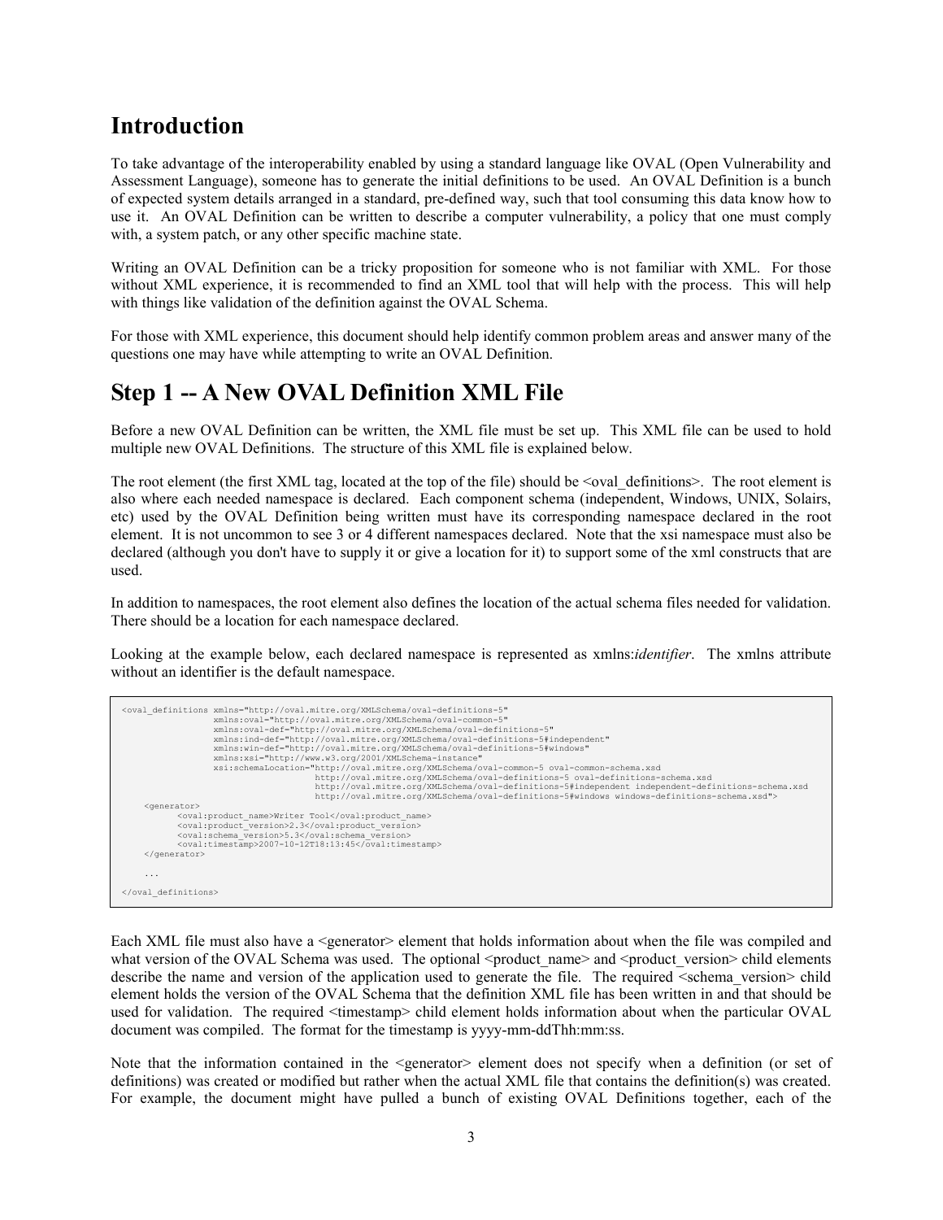## Introduction

To take advantage of the interoperability enabled by using a standard language like OVAL (Open Vulnerability and Assessment Language), someone has to generate the initial definitions to be used. An OVAL Definition is a bunch of expected system details arranged in a standard, pre-defined way, such that tool consuming this data know how to use it. An OVAL Definition can be written to describe a computer vulnerability, a policy that one must comply with, a system patch, or any other specific machine state.

Writing an OVAL Definition can be a tricky proposition for someone who is not familiar with XML. For those without XML experience, it is recommended to find an XML tool that will help with the process. This will help with things like validation of the definition against the OVAL Schema.

For those with XML experience, this document should help identify common problem areas and answer many of the questions one may have while attempting to write an OVAL Definition.

## Step 1 -- A New OVAL Definition XML File

Before a new OVAL Definition can be written, the XML file must be set up. This XML file can be used to hold multiple new OVAL Definitions. The structure of this XML file is explained below.

The root element (the first XML tag, located at the top of the file) should be <oval_definitions>. The root element is also where each needed namespace is declared. Each component schema (independent, Windows, UNIX, Solairs, etc) used by the OVAL Definition being written must have its corresponding namespace declared in the root element. It is not uncommon to see 3 or 4 different namespaces declared. Note that the xsi namespace must also be declared (although you don't have to supply it or give a location for it) to support some of the xml constructs that are used.

In addition to namespaces, the root element also defines the location of the actual schema files needed for validation. There should be a location for each namespace declared.

Looking at the example below, each declared namespace is represented as xmlns:*identifier*. The xmlns attribute without an identifier is the default namespace.

```
<oval_definitions xmlns="http://oval.mitre.org/XMLSchema/oval-definitions-5"
                  xmlns:oval="http://oval.mitre.org/XMLSchema/oval-common-5"
                  xmlns:oval-def="http://oval.mitre.org/XMLSchema/oval-definitions-5"
                  xmlns:ind-def="http://oval.mitre.org/XMLSchema/oval-definitions-5#independent"
                  xmlns:win-def="http://oval.mitre.org/XMLSchema/oval-definitions-5#windows"
                  xmlns:xsi="http://www.w3.org/2001/XMLSchema-instance"
                  xsi:schemaLocation="http://oval.mitre.org/XMLSchema/oval-common-5 oval-common-schema.xsd
                                      http://oval.mitre.org/XMLSchema/oval-definitions-5 oval-definitions-schema.xsd
                                      http://oval.mitre.org/XMLSchema/oval-definitions-5#independent independent-definitions-schema.xsd
                                      http://oval.mitre.org/XMLSchema/oval-definitions-5#windows windows-definitions-schema.xsd">
    <generator>
          <oval:product_name>Writer Tool</oval:product_name>
          <oval:product_version>2.3</oval:product_version>
          <oval:schema_version>5.3</oval:schema_version>
          <oval:timestamp>2007-10-12T18:13:45</oval:timestamp>
    </generator>

    ...

</oval_definitions>
```

Each XML file must also have a <generator> element that holds information about when the file was compiled and what version of the OVAL Schema was used. The optional <product_name> and <product_version> child elements describe the name and version of the application used to generate the file. The required <schema_version> child element holds the version of the OVAL Schema that the definition XML file has been written in and that should be used for validation. The required <timestamp> child element holds information about when the particular OVAL document was compiled. The format for the timestamp is yyyy-mm-ddThh:mm:ss.

Note that the information contained in the <generator> element does not specify when a definition (or set of definitions) was created or modified but rather when the actual XML file that contains the definition(s) was created. For example, the document might have pulled a bunch of existing OVAL Definitions together, each of the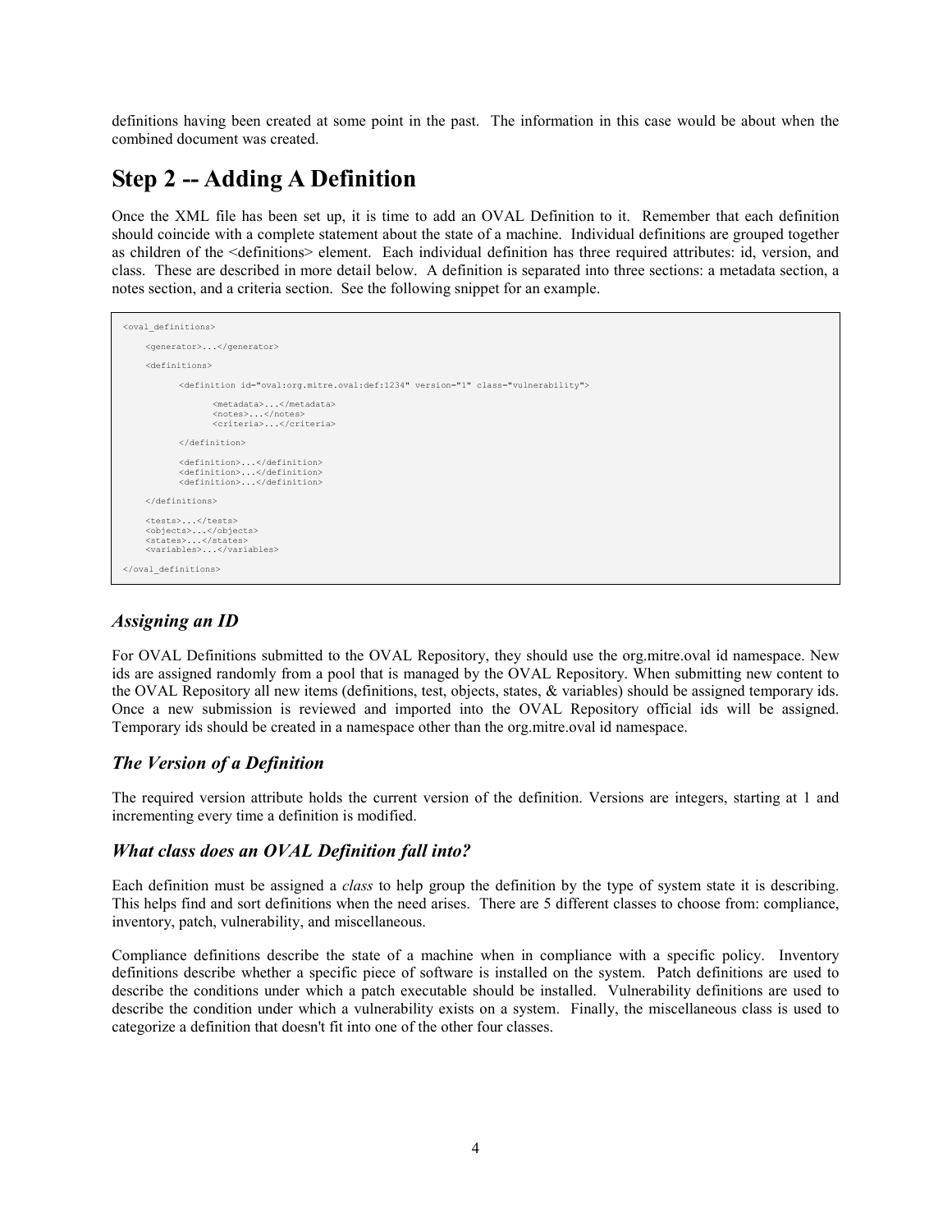definitions having been created at some point in the past. The information in this case would be about when the combined document was created.

# Step 2 -- Adding A Definition

Once the XML file has been set up, it is time to add an OVAL Definition to it. Remember that each definition should coincide with a complete statement about the state of a machine. Individual definitions are grouped together as children of the <definitions> element. Each individual definition has three required attributes: id, version, and class. These are described in more detail below. A definition is separated into three sections: a metadata section, a notes section, and a criteria section. See the following snippet for an example.

```
<oval_definitions>

    <generator>...</generator>

    <definitions>

          <definition id="oval:org.mitre.oval:def:1234" version="1" class="vulnerability">

                <metadata>...</metadata>
                <notes>...</notes>
                <criteria>...</criteria>

          </definition>

          <definition>...</definition>
          <definition>...</definition>
          <definition>...</definition>

    </definitions>

    <tests>...</tests>
    <objects>...</objects>
    <states>...</states>
    <variables>...</variables>

</oval_definitions>
```

## *Assigning an ID*

For OVAL Definitions submitted to the OVAL Repository, they should use the org.mitre.oval id namespace. New ids are assigned randomly from a pool that is managed by the OVAL Repository. When submitting new content to the OVAL Repository all new items (definitions, test, objects, states, & variables) should be assigned temporary ids. Once a new submission is reviewed and imported into the OVAL Repository official ids will be assigned. Temporary ids should be created in a namespace other than the org.mitre.oval id namespace.

## *The Version of a Definition*

The required version attribute holds the current version of the definition. Versions are integers, starting at 1 and incrementing every time a definition is modified.

## *What class does an OVAL Definition fall into?*

Each definition must be assigned a *class* to help group the definition by the type of system state it is describing. This helps find and sort definitions when the need arises. There are 5 different classes to choose from: compliance, inventory, patch, vulnerability, and miscellaneous.

Compliance definitions describe the state of a machine when in compliance with a specific policy. Inventory definitions describe whether a specific piece of software is installed on the system. Patch definitions are used to describe the conditions under which a patch executable should be installed. Vulnerability definitions are used to describe the condition under which a vulnerability exists on a system. Finally, the miscellaneous class is used to categorize a definition that doesn't fit into one of the other four classes.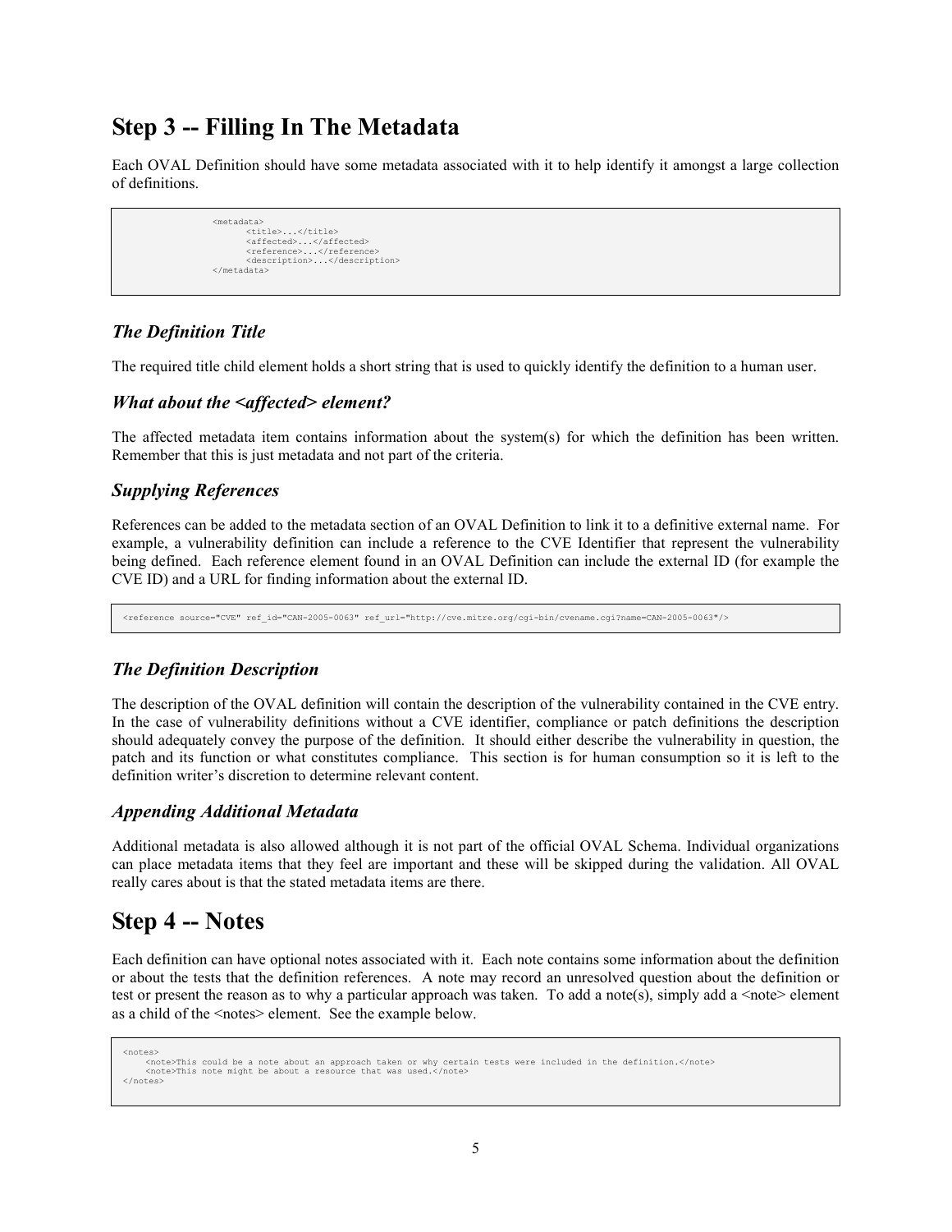# Step 3 -- Filling In The Metadata

Each OVAL Definition should have some metadata associated with it to help identify it amongst a large collection of definitions.

```
<metadata>
      <title>...</title>
      <affected>...</affected>
      <reference>...</reference>
      <description>...</description>
</metadata>
```

### *The Definition Title*

The required title child element holds a short string that is used to quickly identify the definition to a human user.

### *What about the <affected> element?*

The affected metadata item contains information about the system(s) for which the definition has been written. Remember that this is just metadata and not part of the criteria.

### *Supplying References*

References can be added to the metadata section of an OVAL Definition to link it to a definitive external name. For example, a vulnerability definition can include a reference to the CVE Identifier that represent the vulnerability being defined. Each reference element found in an OVAL Definition can include the external ID (for example the CVE ID) and a URL for finding information about the external ID.

```
<reference source="CVE" ref_id="CAN-2005-0063" ref_url="http://cve.mitre.org/cgi-bin/cvename.cgi?name=CAN-2005-0063"/>
```

### *The Definition Description*

The description of the OVAL definition will contain the description of the vulnerability contained in the CVE entry. In the case of vulnerability definitions without a CVE identifier, compliance or patch definitions the description should adequately convey the purpose of the definition. It should either describe the vulnerability in question, the patch and its function or what constitutes compliance. This section is for human consumption so it is left to the definition writer's discretion to determine relevant content.

### *Appending Additional Metadata*

Additional metadata is also allowed although it is not part of the official OVAL Schema. Individual organizations can place metadata items that they feel are important and these will be skipped during the validation. All OVAL really cares about is that the stated metadata items are there.

# Step 4 -- Notes

Each definition can have optional notes associated with it. Each note contains some information about the definition or about the tests that the definition references. A note may record an unresolved question about the definition or test or present the reason as to why a particular approach was taken. To add a note(s), simply add a <note> element as a child of the <notes> element. See the example below.

```
<notes>
    <note>This could be a note about an approach taken or why certain tests were included in the definition.</note>
    <note>This note might be about a resource that was used.</note>
</notes>
```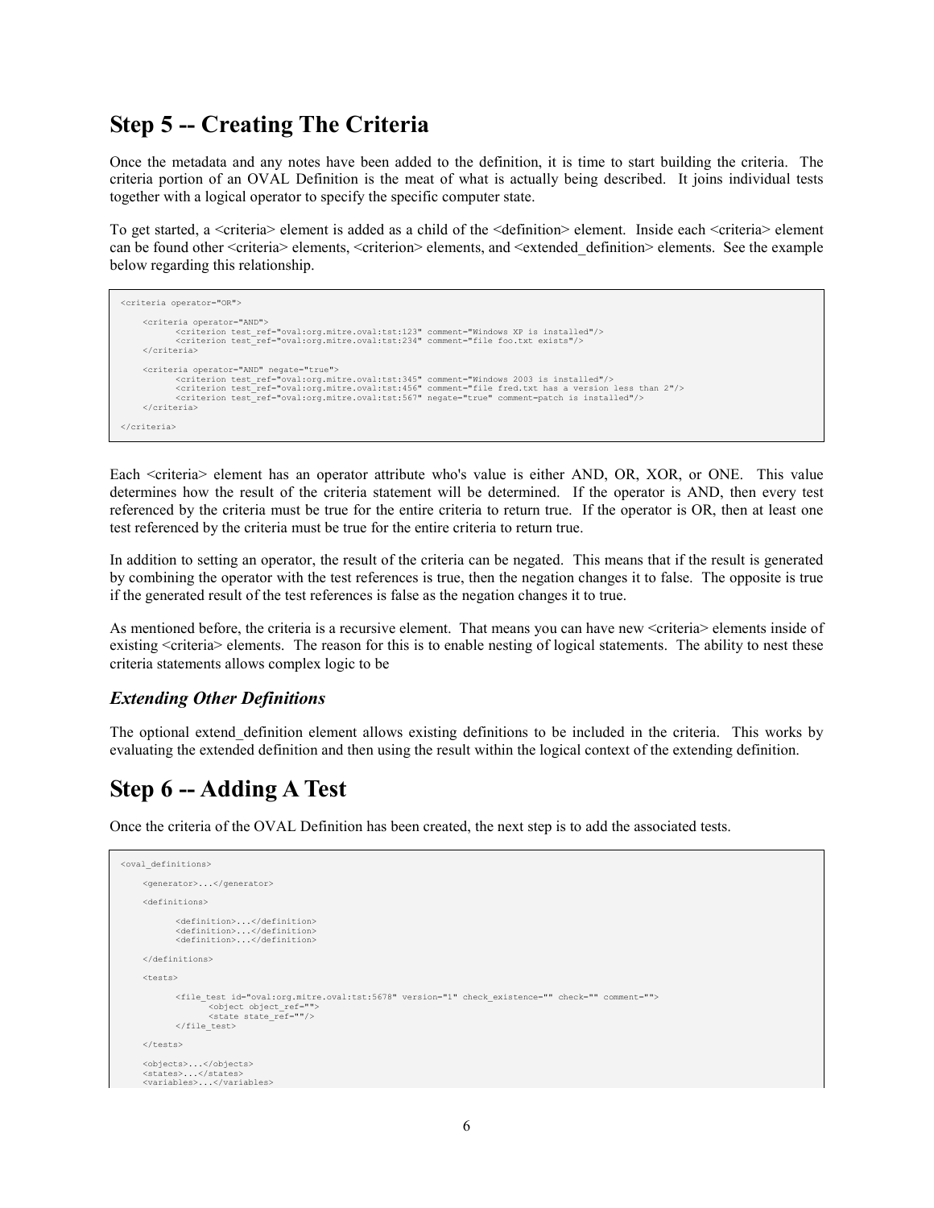## Step 5 -- Creating The Criteria

Once the metadata and any notes have been added to the definition, it is time to start building the criteria. The criteria portion of an OVAL Definition is the meat of what is actually being described. It joins individual tests together with a logical operator to specify the specific computer state.

To get started, a <criteria> element is added as a child of the <definition> element. Inside each <criteria> element can be found other <criteria> elements, <criterion> elements, and <extended_definition> elements. See the example below regarding this relationship.

```
<criteria operator="OR">

    <criteria operator="AND">
          <criterion test_ref="oval:org.mitre.oval:tst:123" comment="Windows XP is installed"/>
          <criterion test_ref="oval:org.mitre.oval:tst:234" comment="file foo.txt exists"/>
    </criteria>

    <criteria operator="AND" negate="true">
          <criterion test_ref="oval:org.mitre.oval:tst:345" comment="Windows 2003 is installed"/>
          <criterion test_ref="oval:org.mitre.oval:tst:456" comment="file fred.txt has a version less than 2"/>
          <criterion test_ref="oval:org.mitre.oval:tst:567" negate="true" comment=patch is installed"/>
    </criteria>

</criteria>
```

Each <criteria> element has an operator attribute who's value is either AND, OR, XOR, or ONE. This value determines how the result of the criteria statement will be determined. If the operator is AND, then every test referenced by the criteria must be true for the entire criteria to return true. If the operator is OR, then at least one test referenced by the criteria must be true for the entire criteria to return true.

In addition to setting an operator, the result of the criteria can be negated. This means that if the result is generated by combining the operator with the test references is true, then the negation changes it to false. The opposite is true if the generated result of the test references is false as the negation changes it to true.

As mentioned before, the criteria is a recursive element. That means you can have new <criteria> elements inside of existing <criteria> elements. The reason for this is to enable nesting of logical statements. The ability to nest these criteria statements allows complex logic to be

### *Extending Other Definitions*

The optional extend_definition element allows existing definitions to be included in the criteria. This works by evaluating the extended definition and then using the result within the logical context of the extending definition.

## Step 6 -- Adding A Test

Once the criteria of the OVAL Definition has been created, the next step is to add the associated tests.

```
<oval_definitions>

    <generator>...</generator>

    <definitions>

          <definition>...</definition>
          <definition>...</definition>
          <definition>...</definition>

    </definitions>

    <tests>

          <file_test id="oval:org.mitre.oval:tst:5678" version="1" check_existence="" check="" comment="">
                <object object_ref="">
                <state state_ref=""/>
          </file_test>

    </tests>

    <objects>...</objects>
    <states>...</states>
    <variables>...</variables>
```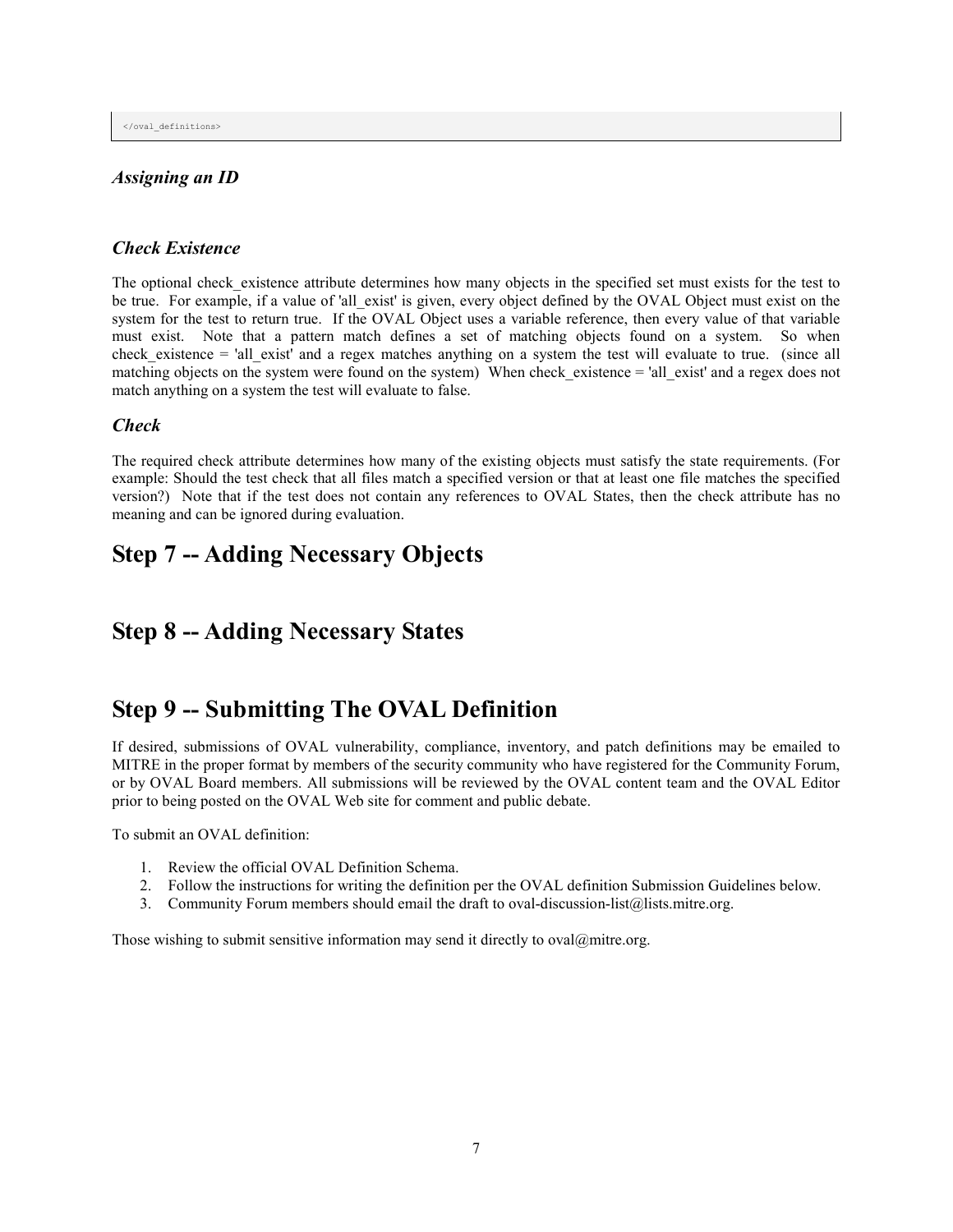```
</oval_definitions>
```

### *Assigning an ID*

### *Check Existence*

The optional check_existence attribute determines how many objects in the specified set must exists for the test to be true. For example, if a value of 'all_exist' is given, every object defined by the OVAL Object must exist on the system for the test to return true. If the OVAL Object uses a variable reference, then every value of that variable must exist. Note that a pattern match defines a set of matching objects found on a system. So when check_existence = 'all_exist' and a regex matches anything on a system the test will evaluate to true. (since all matching objects on the system were found on the system) When check_existence = 'all_exist' and a regex does not match anything on a system the test will evaluate to false.

### *Check*

The required check attribute determines how many of the existing objects must satisfy the state requirements. (For example: Should the test check that all files match a specified version or that at least one file matches the specified version?) Note that if the test does not contain any references to OVAL States, then the check attribute has no meaning and can be ignored during evaluation.

# Step 7 -- Adding Necessary Objects

# Step 8 -- Adding Necessary States

# Step 9 -- Submitting The OVAL Definition

If desired, submissions of OVAL vulnerability, compliance, inventory, and patch definitions may be emailed to MITRE in the proper format by members of the security community who have registered for the Community Forum, or by OVAL Board members. All submissions will be reviewed by the OVAL content team and the OVAL Editor prior to being posted on the OVAL Web site for comment and public debate.

To submit an OVAL definition:

1. Review the official OVAL Definition Schema.
2. Follow the instructions for writing the definition per the OVAL definition Submission Guidelines below.
3. Community Forum members should email the draft to oval-discussion-list@lists.mitre.org.

Those wishing to submit sensitive information may send it directly to oval@mitre.org.